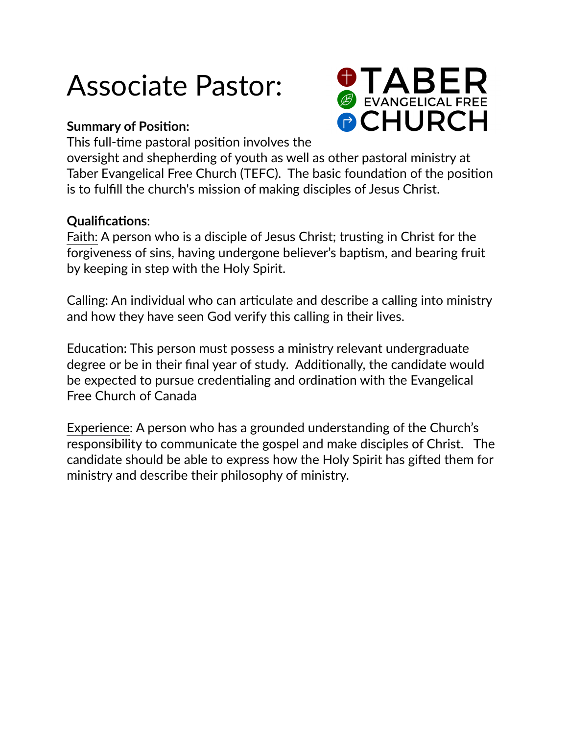# Associate Pastor:

TABER EVANGELICAL FREE CHURCH

**Summary of Position:**
This full-time pastoral position involves the oversight and shepherding of youth as well as other pastoral ministry at Taber Evangelical Free Church (TEFC). The basic foundation of the position is to fulfill the church's mission of making disciples of Jesus Christ.

**Qualifications**:
Faith: A person who is a disciple of Jesus Christ; trusting in Christ for the forgiveness of sins, having undergone believer's baptism, and bearing fruit by keeping in step with the Holy Spirit.

Calling: An individual who can articulate and describe a calling into ministry and how they have seen God verify this calling in their lives.

Education: This person must possess a ministry relevant undergraduate degree or be in their final year of study. Additionally, the candidate would be expected to pursue credentialing and ordination with the Evangelical Free Church of Canada

Experience: A person who has a grounded understanding of the Church's responsibility to communicate the gospel and make disciples of Christ. The candidate should be able to express how the Holy Spirit has gifted them for ministry and describe their philosophy of ministry.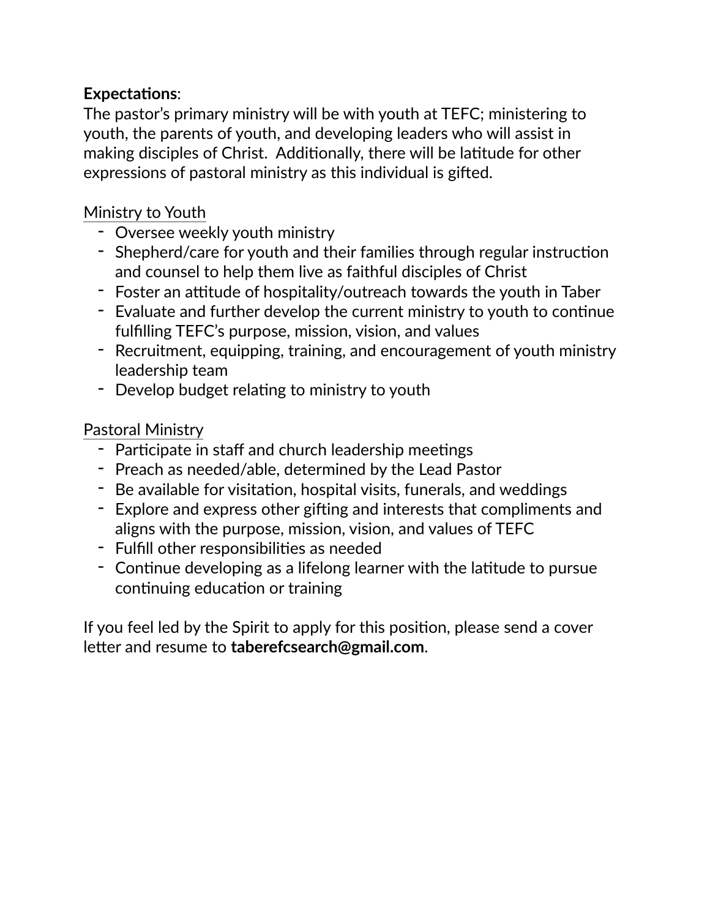**Expectations**:
The pastor's primary ministry will be with youth at TEFC; ministering to youth, the parents of youth, and developing leaders who will assist in making disciples of Christ. Additionally, there will be latitude for other expressions of pastoral ministry as this individual is gifted.

Ministry to Youth

- Oversee weekly youth ministry
- Shepherd/care for youth and their families through regular instruction and counsel to help them live as faithful disciples of Christ
- Foster an attitude of hospitality/outreach towards the youth in Taber
- Evaluate and further develop the current ministry to youth to continue fulfilling TEFC's purpose, mission, vision, and values
- Recruitment, equipping, training, and encouragement of youth ministry leadership team
- Develop budget relating to ministry to youth

Pastoral Ministry

- Participate in staff and church leadership meetings
- Preach as needed/able, determined by the Lead Pastor
- Be available for visitation, hospital visits, funerals, and weddings
- Explore and express other gifting and interests that compliments and aligns with the purpose, mission, vision, and values of TEFC
- Fulfill other responsibilities as needed
- Continue developing as a lifelong learner with the latitude to pursue continuing education or training

If you feel led by the Spirit to apply for this position, please send a cover letter and resume to **taberefcsearch@gmail.com**.